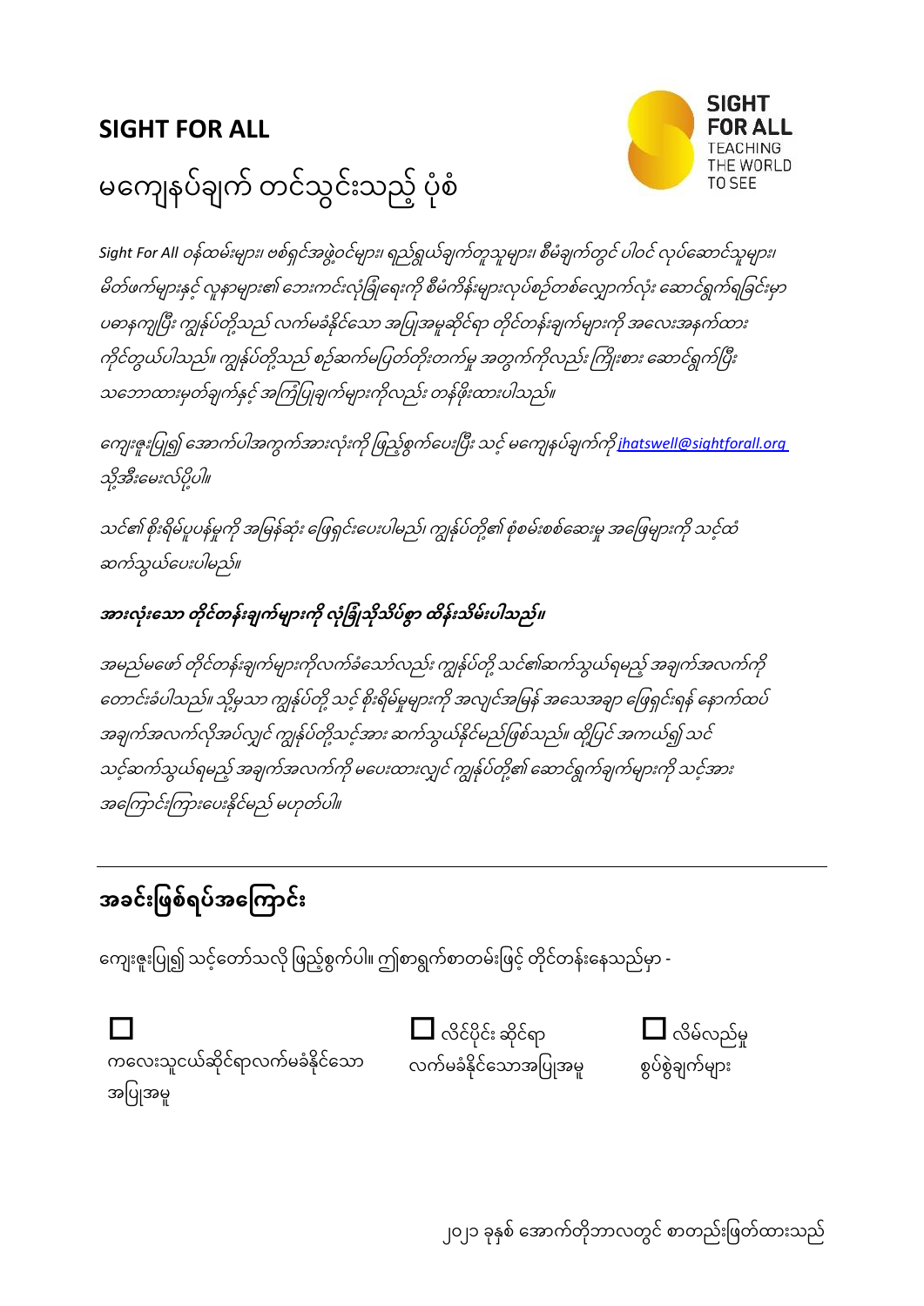# SIGHT FOR ALL

## မကျေနပ်ချက် တင်သွင်းသည့် ပုံစံ

*Sight For All ဝန်ထမ်းများ၊ ဗစ်ရှင်အဖွဲ့ဝင်များ၊ ရည်ရွယ်ချက်တူသူများ၊ စီမံချက်တွင် ပါဝင် လုပ်ဆောင်သူများ၊ မိတ်ဖက်များနှင့် လူနာများ၏ ဘေးကင်းလုံခြုံရေးကို စီမံကိန်းများလုပ်စဉ်တစ်လျှောက်လုံး ဆောင်ရွက်ရခြင်းမှာ ပဓာနကျပြီး ကျွန်ုပ်တို့သည် လက်မခံနိုင်သော အပြုအမူဆိုင်ရာ တိုင်တန်းချက်များကို အလေးအနက်ထား ကိုင်တွယ်ပါသည်။ ကျွန်ုပ်တို့သည် စဉ်ဆက်မပြတ်တိုးတက်မှု အတွက်ကိုလည်း ကြိုးစား ဆောင်ရွက်ပြီး သဘောထားမှတ်ချက်နှင့် အကြံပြုချက်များကိုလည်း တန်ဖိုးထားပါသည်။*

*ကျေးဇူးပြု၍ အောက်ပါအကွက်အားလုံးကို ဖြည့်စွက်ပေးပြီး သင့် မကျေနပ်ချက်ကို [jhatswell@sightforall.org](mailto:jhatswell@sightforall.org) သို့အီးမေးလ်ပို့ပါ။*

*သင်၏ စိုးရိမ်ပူပန်မှုကို အမြန်ဆုံး ဖြေရှင်းပေးပါမည်၊ ကျွန်ုပ်တို့၏ စုံစမ်းစစ်ဆေးမှု အဖြေများကို သင့်ထံ ဆက်သွယ်ပေးပါမည်။*

***အားလုံးသော တိုင်တန်းချက်များကို လုံခြုံသိုသိပ်စွာ ထိန်းသိမ်းပါသည်။***

*အမည်မဖော် တိုင်တန်းချက်များကိုလက်ခံသော်လည်း ကျွန်ုပ်တို့ သင်၏ဆက်သွယ်ရမည့် အချက်အလက်ကို တောင်းခံပါသည်။ သို့မှသာ ကျွန်ုပ်တို့ သင့် စိုးရိမ်မှုများကို အလျင်အမြန် အသေအချာ ဖြေရှင်းရန် နောက်ထပ် အချက်အလက်လိုအပ်လျှင် ကျွန်ုပ်တို့သင့်အား ဆက်သွယ်နိုင်မည်ဖြစ်သည်။ ထို့ပြင် အကယ်၍ သင် သင့်ဆက်သွယ်ရမည့် အချက်အလက်ကို မပေးထားလျှင် ကျွန်ုပ်တို့၏ ဆောင်ရွက်ချက်များကို သင့်အား အကြောင်းကြားပေးနိုင်မည် မဟုတ်ပါ။*

---

## အခင်းဖြစ်ရပ်အကြောင်း

ကျေးဇူးပြု၍ သင့်တော်သလို ဖြည့်စွက်ပါ။ ဤစာရွက်စာတမ်းဖြင့် တိုင်တန်းနေသည်မှာ -

- ☐ ကလေးသူငယ်ဆိုင်ရာလက်မခံနိုင်သော အပြုအမူ
- ☐ လိင်ပိုင်း ဆိုင်ရာ လက်မခံနိုင်သောအပြုအမူ
- ☐ လိမ်လည်မှု စွပ်စွဲချက်များ

၂၀၂၁ ခုနှစ် အောက်တိုဘာလတွင် စာတည်းဖြတ်ထားသည်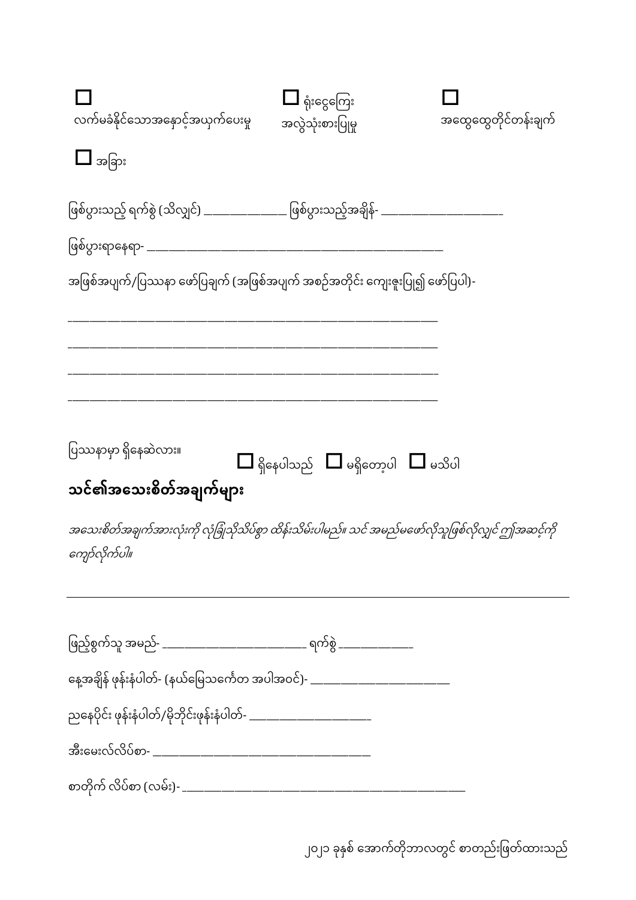☐ လက်မခံနိုင်သောအနှောင့်အယှက်ပေးမှု ☐ ရုံးငွေကြေး အလွဲသုံးစားပြုမှု ☐ အထွေထွေတိုင်တန်းချက်

☐ အခြား

ဖြစ်ပွားသည့် ရက်စွဲ (သိလျှင်) _______________ ဖြစ်ပွားသည့်အချိန်- _____________________

ဖြစ်ပွားရာနေရာ- ____________________________________________________

အဖြစ်အပျက်/ပြဿနာ ဖော်ပြချက် (အဖြစ်အပျက် အစဉ်အတိုင်း ကျေးဇူးပြု၍ ဖော်ပြပါ)-

_______________________________________________________________

_______________________________________________________________

_______________________________________________________________

_______________________________________________________________

ပြဿနာမှာ ရှိနေဆဲလား။ ☐ ရှိနေပါသည် ☐ မရှိတော့ပါ ☐ မသိပါ

## သင်၏အသေးစိတ်အချက်များ

*အသေးစိတ်အချက်အားလုံးကို လုံခြုံသိုသိပ်စွာ ထိန်းသိမ်းပါမည်။ သင် အမည်မဖော်လိုသူဖြစ်လိုလျှင် ဤအဆင့်ကို ကျော်လိုက်ပါ။*

---

ဖြည့်စွက်သူ အမည်- _________________________ ရက်စွဲ _____________

နေ့အချိန် ဖုန်းနံပါတ်- (နယ်မြေသင်္ကေတ အပါအဝင်)- ________________________

ညနေပိုင်း ဖုန်းနံပါတ်/မိုဘိုင်းဖုန်းနံပါတ်- _____________________

အီးမေးလ်လိပ်စာ- _____________________________________

စာတိုက် လိပ်စာ (လမ်း)- ___________________________________________________

၂၀၂၁ ခုနှစ် အောက်တိုဘာလတွင် စာတည်းဖြတ်ထားသည်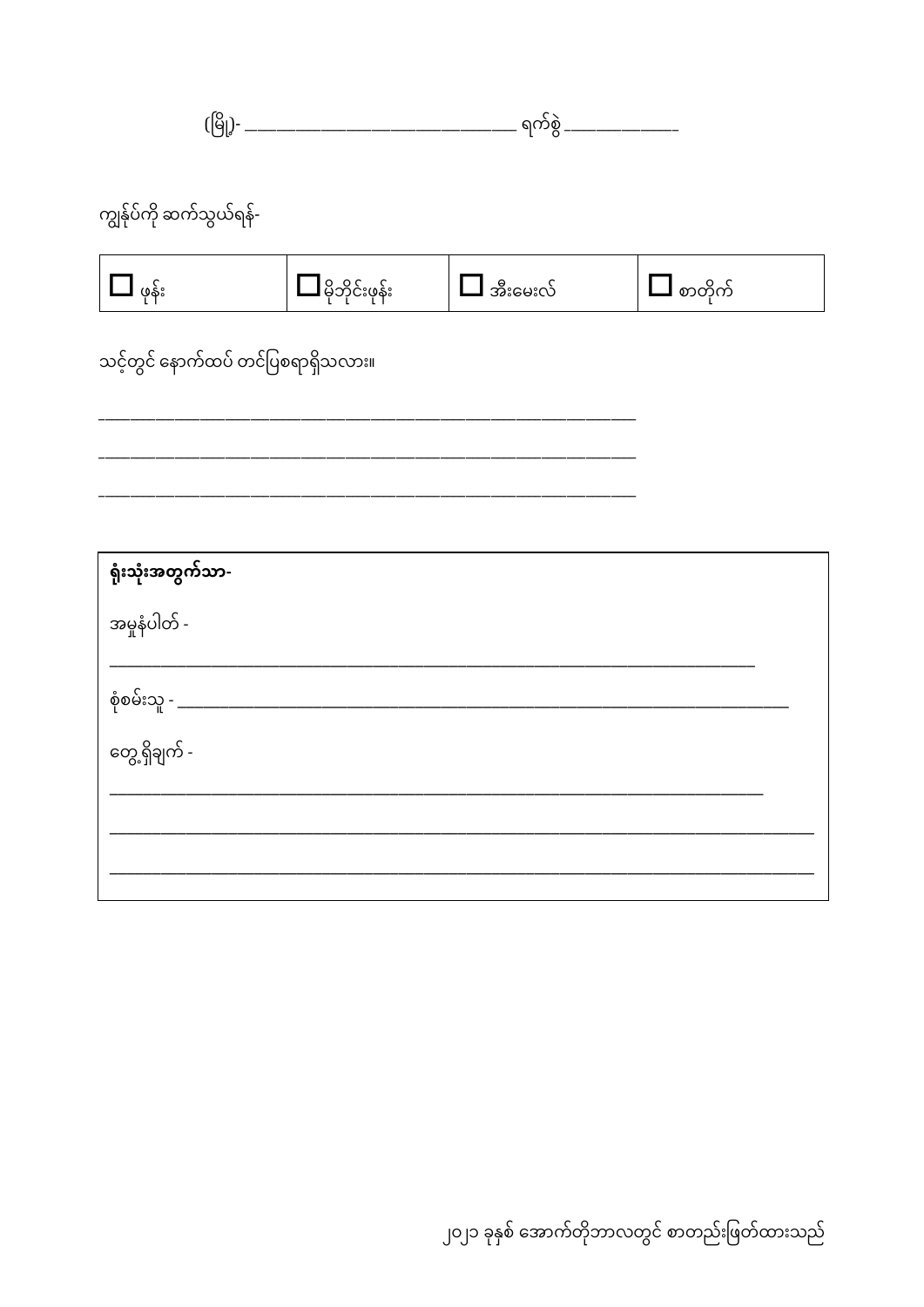(မြို့)- ______________________________ ရက်စွဲ _____________

ကျွန်ုပ်ကို ဆက်သွယ်ရန်-

| | | | |
|---|---|---|---|
| ☐ ဖုန်း | ☐ မိုဘိုင်းဖုန်း | ☐ အီးမေးလ် | ☐ စာတိုက် |

သင့်တွင် နောက်ထပ် တင်ပြစရာရှိသလား။

____________________________________________________________

____________________________________________________________

____________________________________________________________

**ရုံးသုံးအတွက်သာ-**

အမှုနံပါတ် -

____________________________________________________________

စုံစမ်းသူ - ____________________________________________________________

တွေ့ရှိချက် -

____________________________________________________________

____________________________________________________________

____________________________________________________________

၂၀၂၁ ခုနှစ် အောက်တိုဘာလတွင် စာတည်းဖြတ်ထားသည်